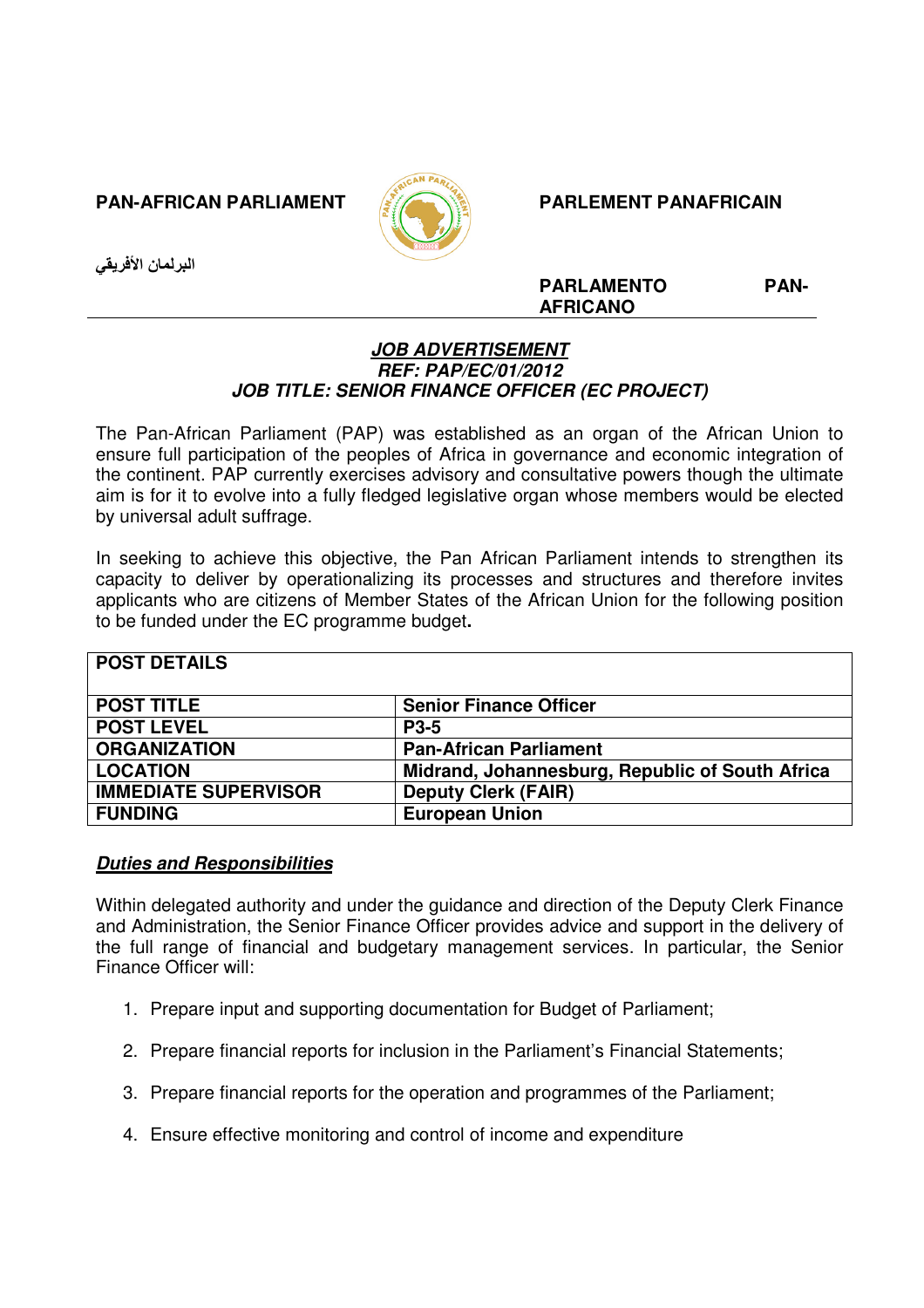**PAN-AFRICAN PARLIAMENT** **PARLEMENT PANAFRICAIN**

**البرلمان الأفريقي**

**PARLAMENTO PAN-AFRICANO**

---

# ***JOB ADVERTISEMENT***

## ***REF: PAP/EC/01/2012***

## ***JOB TITLE: SENIOR FINANCE OFFICER (EC PROJECT)***

The Pan-African Parliament (PAP) was established as an organ of the African Union to ensure full participation of the peoples of Africa in governance and economic integration of the continent. PAP currently exercises advisory and consultative powers though the ultimate aim is for it to evolve into a fully fledged legislative organ whose members would be elected by universal adult suffrage.

In seeking to achieve this objective, the Pan African Parliament intends to strengthen its capacity to deliver by operationalizing its processes and structures and therefore invites applicants who are citizens of Member States of the African Union for the following position to be funded under the EC programme budget**.**

| POST DETAILS | |
|---|---|
| **POST TITLE** | **Senior Finance Officer** |
| **POST LEVEL** | **P3-5** |
| **ORGANIZATION** | **Pan-African Parliament** |
| **LOCATION** | **Midrand, Johannesburg, Republic of South Africa** |
| **IMMEDIATE SUPERVISOR** | **Deputy Clerk (FAIR)** |
| **FUNDING** | **European Union** |

### ***Duties and Responsibilities***

Within delegated authority and under the guidance and direction of the Deputy Clerk Finance and Administration, the Senior Finance Officer provides advice and support in the delivery of the full range of financial and budgetary management services. In particular, the Senior Finance Officer will:

1. Prepare input and supporting documentation for Budget of Parliament;
2. Prepare financial reports for inclusion in the Parliament's Financial Statements;
3. Prepare financial reports for the operation and programmes of the Parliament;
4. Ensure effective monitoring and control of income and expenditure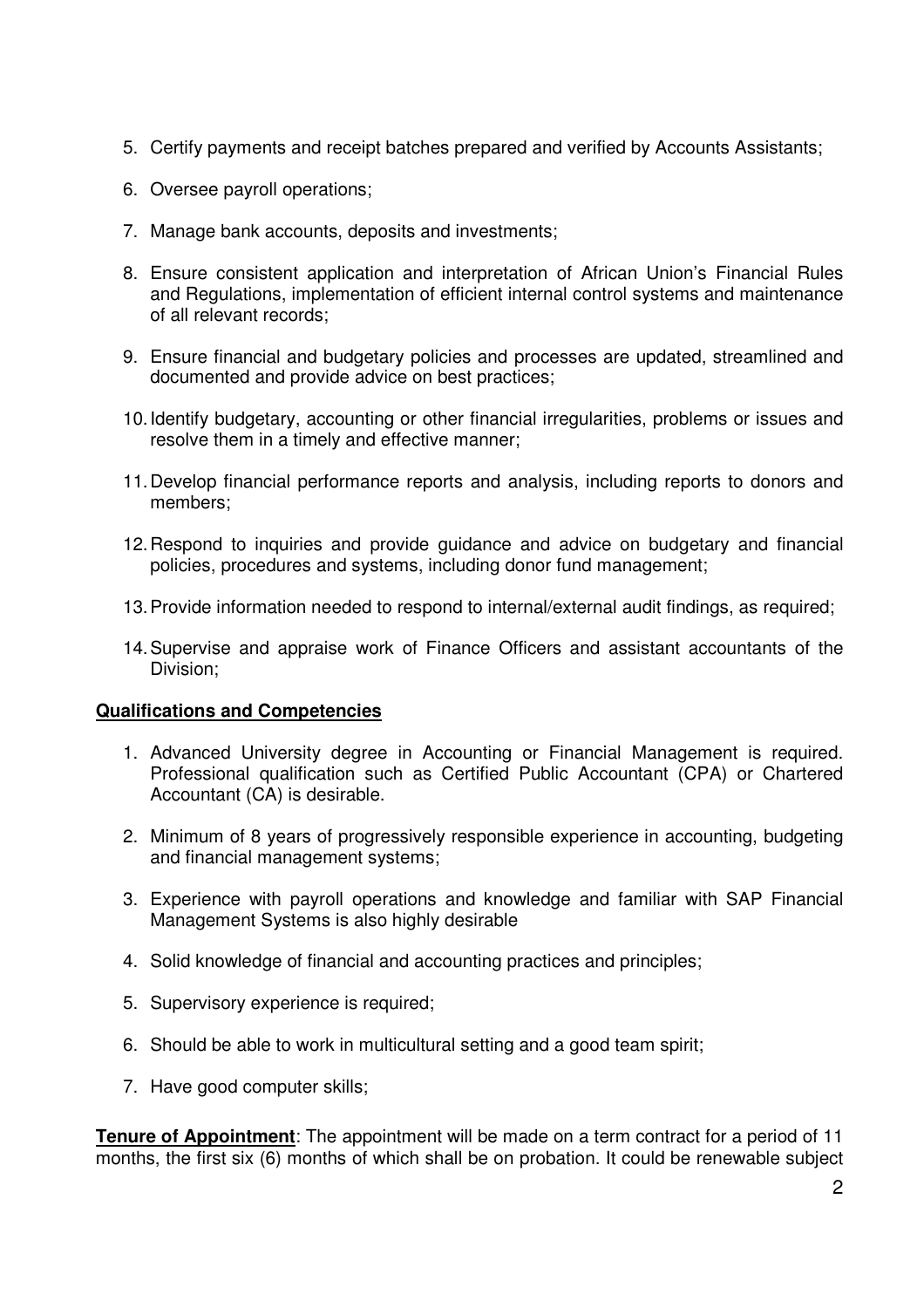5. Certify payments and receipt batches prepared and verified by Accounts Assistants;

6. Oversee payroll operations;

7. Manage bank accounts, deposits and investments;

8. Ensure consistent application and interpretation of African Union's Financial Rules and Regulations, implementation of efficient internal control systems and maintenance of all relevant records;

9. Ensure financial and budgetary policies and processes are updated, streamlined and documented and provide advice on best practices;

10. Identify budgetary, accounting or other financial irregularities, problems or issues and resolve them in a timely and effective manner;

11. Develop financial performance reports and analysis, including reports to donors and members;

12. Respond to inquiries and provide guidance and advice on budgetary and financial policies, procedures and systems, including donor fund management;

13. Provide information needed to respond to internal/external audit findings, as required;

14. Supervise and appraise work of Finance Officers and assistant accountants of the Division;

**Qualifications and Competencies**

1. Advanced University degree in Accounting or Financial Management is required. Professional qualification such as Certified Public Accountant (CPA) or Chartered Accountant (CA) is desirable.

2. Minimum of 8 years of progressively responsible experience in accounting, budgeting and financial management systems;

3. Experience with payroll operations and knowledge and familiar with SAP Financial Management Systems is also highly desirable

4. Solid knowledge of financial and accounting practices and principles;

5. Supervisory experience is required;

6. Should be able to work in multicultural setting and a good team spirit;

7. Have good computer skills;

**Tenure of Appointment**: The appointment will be made on a term contract for a period of 11 months, the first six (6) months of which shall be on probation. It could be renewable subject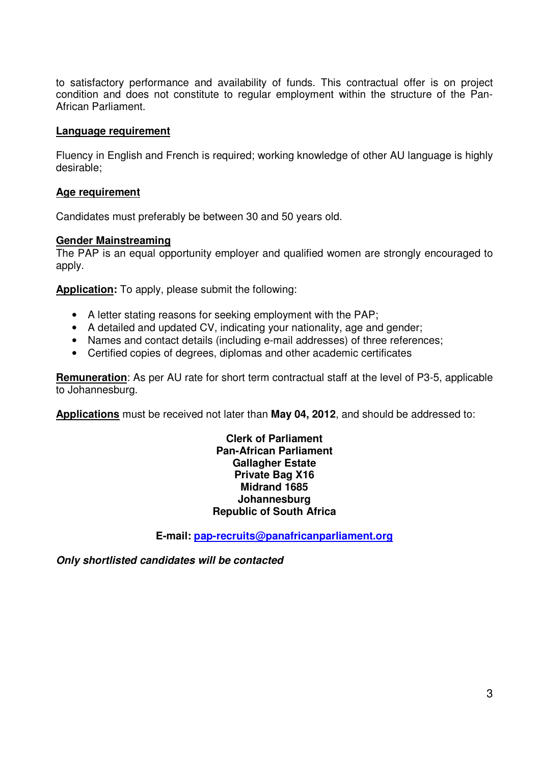to satisfactory performance and availability of funds. This contractual offer is on project condition and does not constitute to regular employment within the structure of the Pan-African Parliament.

**Language requirement**

Fluency in English and French is required; working knowledge of other AU language is highly desirable;

**Age requirement**

Candidates must preferably be between 30 and 50 years old.

**Gender Mainstreaming**

The PAP is an equal opportunity employer and qualified women are strongly encouraged to apply.

**Application:** To apply, please submit the following:

- A letter stating reasons for seeking employment with the PAP;
- A detailed and updated CV, indicating your nationality, age and gender;
- Names and contact details (including e-mail addresses) of three references;
- Certified copies of degrees, diplomas and other academic certificates

**Remuneration**: As per AU rate for short term contractual staff at the level of P3-5, applicable to Johannesburg.

**Applications** must be received not later than **May 04, 2012**, and should be addressed to:

**Clerk of Parliament**
**Pan-African Parliament**
**Gallagher Estate**
**Private Bag X16**
**Midrand 1685**
**Johannesburg**
**Republic of South Africa**

**E-mail: pap-recruits@panafricanparliament.org**

***Only shortlisted candidates will be contacted***